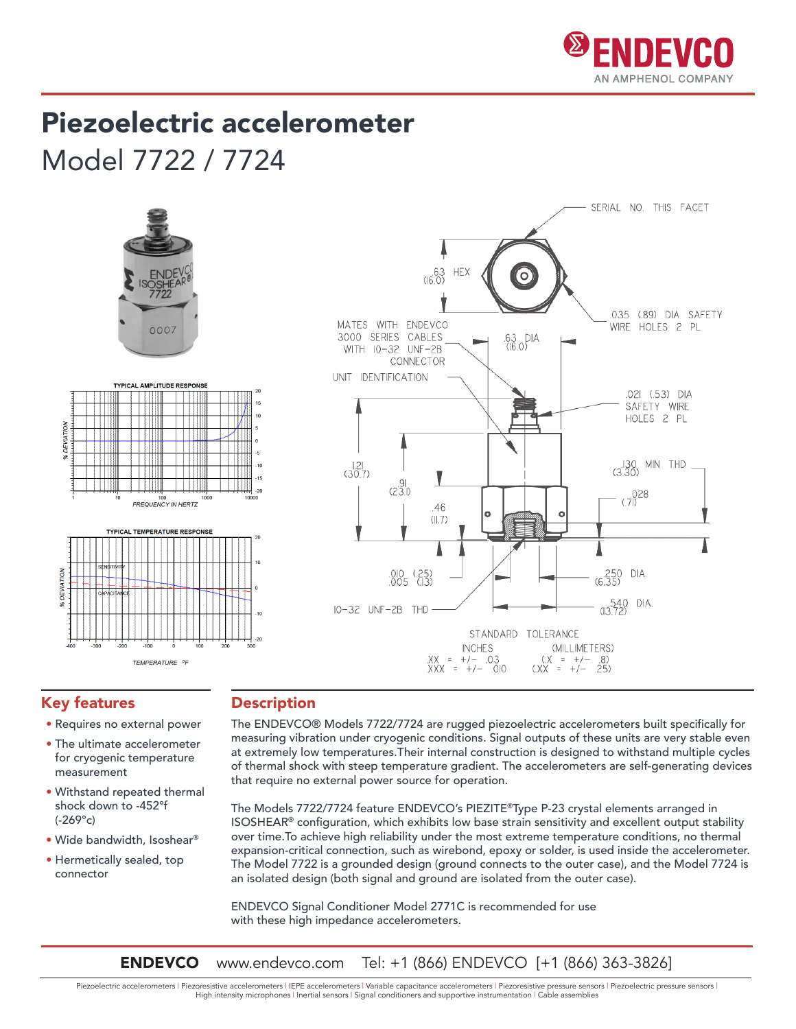ENDEVCO
AN AMPHENOL COMPANY

# Piezoelectric accelerometer

## Model 7722 / 7724

TYPICAL AMPLITUDE RESPONSE

TYPICAL TEMPERATURE RESPONSE

SERIAL NO. THIS FACET

.63 HEX (16.0)

.035 (.89) DIA SAFETY WIRE HOLES 2 PL

MATES WITH ENDEVCO 3000 SERIES CABLES WITH 10-32 UNF-2B CONNECTOR

.63 DIA (16.0)

UNIT IDENTIFICATION

.021 (.53) DIA SAFETY WIRE HOLES 2 PL

1.21 (30.7)

.91 (23.1)

.46 (11.7)

.130 MIN THD (3.30)

.028 (.71)

.010 (.25)
.005 (.13)

.250 DIA. (6.35)

10-32 UNF-2B THD

.540 DIA. (13.72)

STANDARD TOLERANCE

| INCHES | (MILLIMETERS) |
|---|---|
| .XX = +/- .03 | (.X = +/- .8) |
| .XXX = +/- .010 | (.XX = +/- .25) |

## Key features

- Requires no external power
- The ultimate accelerometer for cryogenic temperature measurement
- Withstand repeated thermal shock down to -452°f (-269°c)
- Wide bandwidth, Isoshear®
- Hermetically sealed, top connector

## Description

The ENDEVCO® Models 7722/7724 are rugged piezoelectric accelerometers built specifically for measuring vibration under cryogenic conditions. Signal outputs of these units are very stable even at extremely low temperatures.Their internal construction is designed to withstand multiple cycles of thermal shock with steep temperature gradient. The accelerometers are self-generating devices that require no external power source for operation.

The Models 7722/7724 feature ENDEVCO's PIEZITE®Type P-23 crystal elements arranged in ISOSHEAR® configuration, which exhibits low base strain sensitivity and excellent output stability over time.To achieve high reliability under the most extreme temperature conditions, no thermal expansion-critical connection, such as wirebond, epoxy or solder, is used inside the accelerometer. The Model 7722 is a grounded design (ground connects to the outer case), and the Model 7724 is an isolated design (both signal and ground are isolated from the outer case).

ENDEVCO Signal Conditioner Model 2771C is recommended for use with these high impedance accelerometers.

**ENDEVCO** www.endevco.com Tel: +1 (866) ENDEVCO [+1 (866) 363-3826]

Piezoelectric accelerometers | Piezoresistive accelerometers | IEPE accelerometers | Variable capacitance accelerometers | Piezoresistive pressure sensors | Piezoelectric pressure sensors | High intensity microphones | Inertial sensors | Signal conditioners and supportive instrumentation | Cable assemblies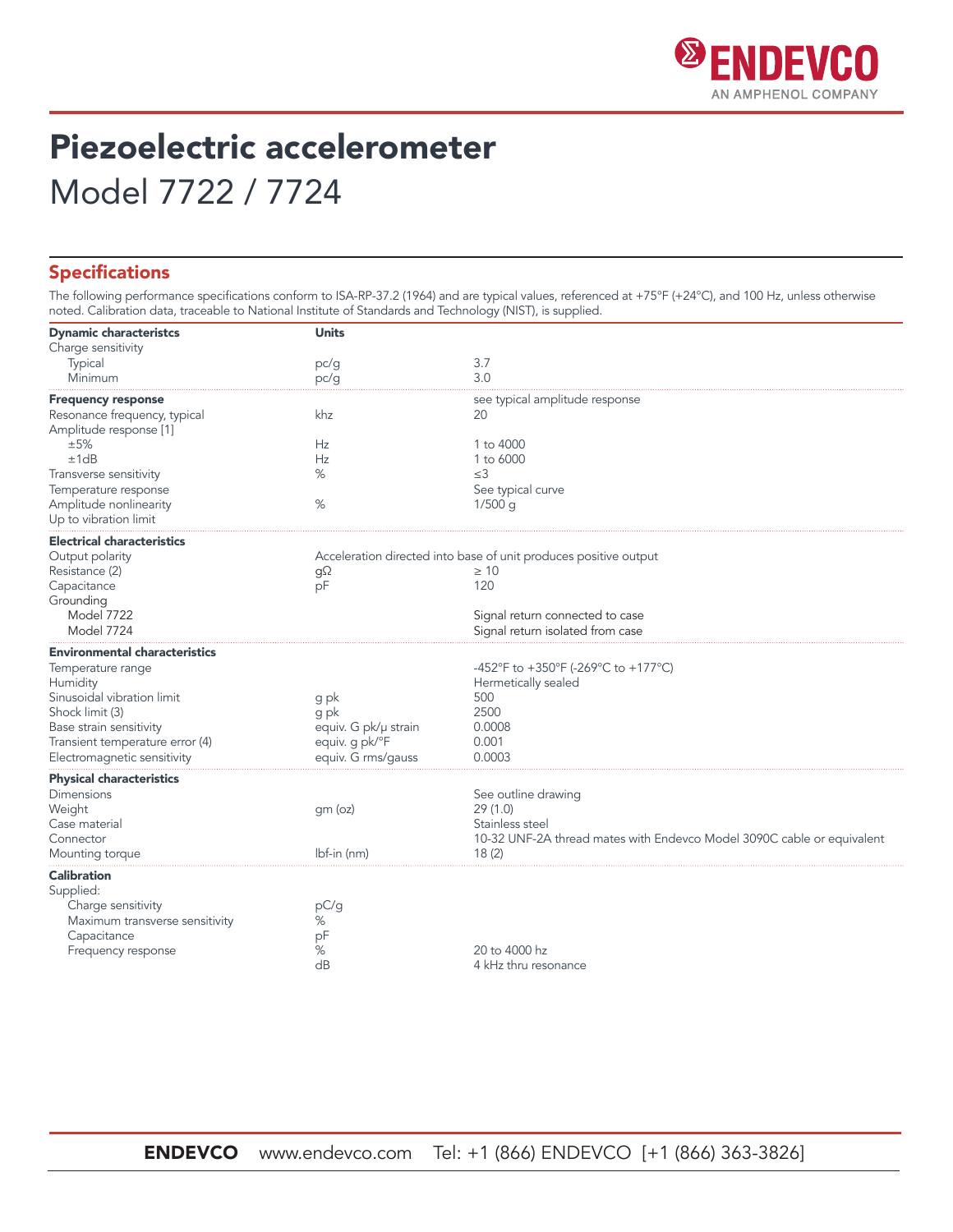# Piezoelectric accelerometer

Model 7722 / 7724

## Specifications

The following performance specifications conform to ISA-RP-37.2 (1964) and are typical values, referenced at +75°F (+24°C), and 100 Hz, unless otherwise noted. Calibration data, traceable to National Institute of Standards and Technology (NIST), is supplied.

| **Dynamic characteristcs** | **Units** | |
|---|---|---|
| Charge sensitivity | | |
| Typical | pc/g | 3.7 |
| Minimum | pc/g | 3.0 |
| **Frequency response** | | see typical amplitude response |
| Resonance frequency, typical | khz | 20 |
| Amplitude response [1] | | |
| ±5% | Hz | 1 to 4000 |
| ±1dB | Hz | 1 to 6000 |
| Transverse sensitivity | % | ≤3 |
| Temperature response | | See typical curve |
| Amplitude nonlinearity | % | 1/500 g |
| Up to vibration limit | | |
| **Electrical characteristics** | | |
| Output polarity | Acceleration directed into base of unit produces positive output | |
| Resistance (2) | gΩ | ≥ 10 |
| Capacitance | pF | 120 |
| Grounding | | |
| Model 7722 | | Signal return connected to case |
| Model 7724 | | Signal return isolated from case |
| **Environmental characteristics** | | |
| Temperature range | | -452°F to +350°F (-269°C to +177°C) |
| Humidity | | Hermetically sealed |
| Sinusoidal vibration limit | g pk | 500 |
| Shock limit (3) | g pk | 2500 |
| Base strain sensitivity | equiv. G pk/μ strain | 0.0008 |
| Transient temperature error (4) | equiv. g pk/°F | 0.001 |
| Electromagnetic sensitivity | equiv. G rms/gauss | 0.0003 |
| **Physical characteristics** | | |
| Dimensions | | See outline drawing |
| Weight | gm (oz) | 29 (1.0) |
| Case material | | Stainless steel |
| Connector | | 10-32 UNF-2A thread mates with Endevco Model 3090C cable or equivalent |
| Mounting torque | lbf-in (nm) | 18 (2) |
| **Calibration** | | |
| Supplied: | | |
| Charge sensitivity | pC/g | |
| Maximum transverse sensitivity | % | |
| Capacitance | pF | |
| Frequency response | % | 20 to 4000 hz |
| | dB | 4 kHz thru resonance |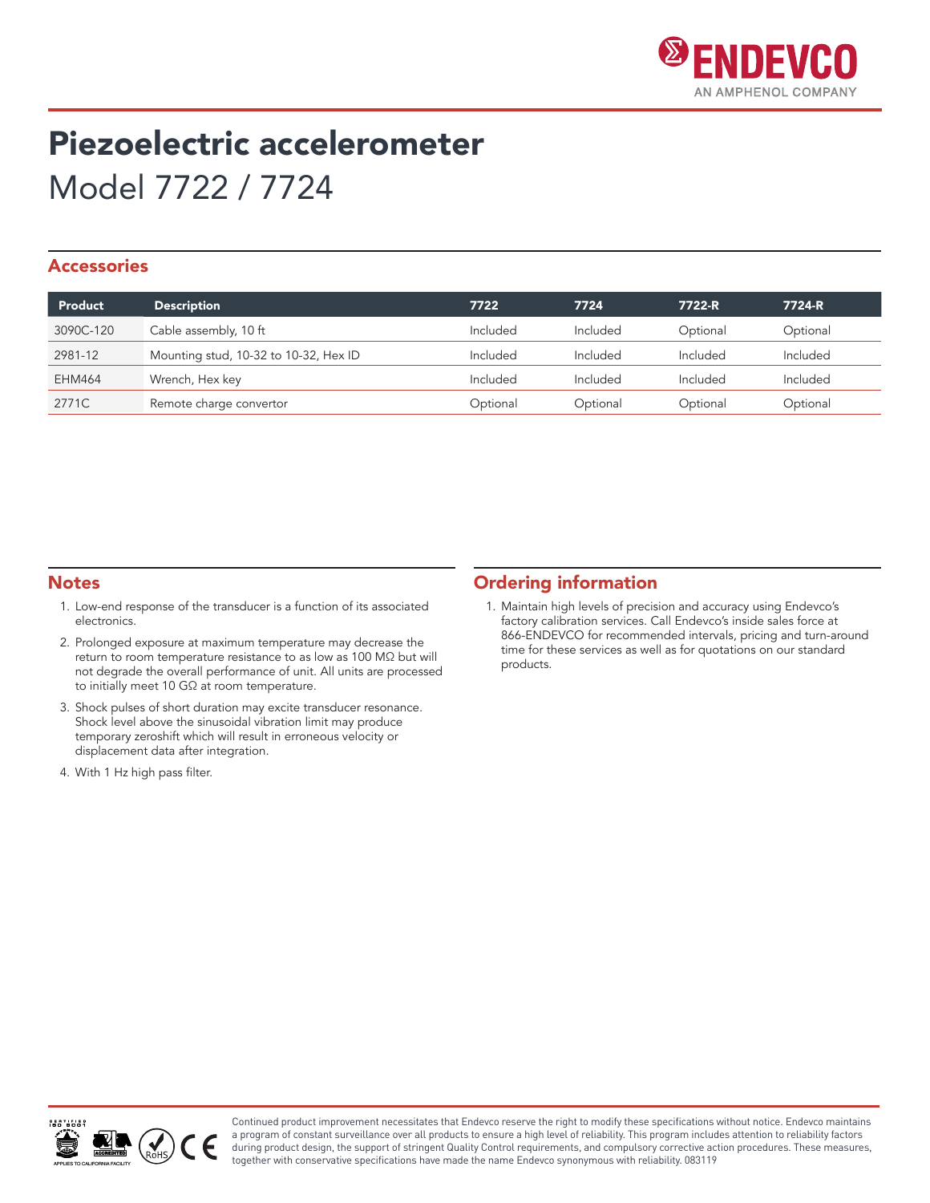# Piezoelectric accelerometer

Model 7722 / 7724

## Accessories

| Product | Description | 7722 | 7724 | 7722-R | 7724-R |
|---|---|---|---|---|---|
| 3090C-120 | Cable assembly, 10 ft | Included | Included | Optional | Optional |
| 2981-12 | Mounting stud, 10-32 to 10-32, Hex ID | Included | Included | Included | Included |
| EHM464 | Wrench, Hex key | Included | Included | Included | Included |
| 2771C | Remote charge convertor | Optional | Optional | Optional | Optional |

## Notes

1. Low-end response of the transducer is a function of its associated electronics.
2. Prolonged exposure at maximum temperature may decrease the return to room temperature resistance to as low as 100 MΩ but will not degrade the overall performance of unit. All units are processed to initially meet 10 GΩ at room temperature.
3. Shock pulses of short duration may excite transducer resonance. Shock level above the sinusoidal vibration limit may produce temporary zeroshift which will result in erroneous velocity or displacement data after integration.
4. With 1 Hz high pass filter.

## Ordering information

1. Maintain high levels of precision and accuracy using Endevco's factory calibration services. Call Endevco's inside sales force at 866-ENDEVCO for recommended intervals, pricing and turn-around time for these services as well as for quotations on our standard products.

Continued product improvement necessitates that Endevco reserve the right to modify these specifications without notice. Endevco maintains a program of constant surveillance over all products to ensure a high level of reliability. This program includes attention to reliability factors during product design, the support of stringent Quality Control requirements, and compulsory corrective action procedures. These measures, together with conservative specifications have made the name Endevco synonymous with reliability. 083119